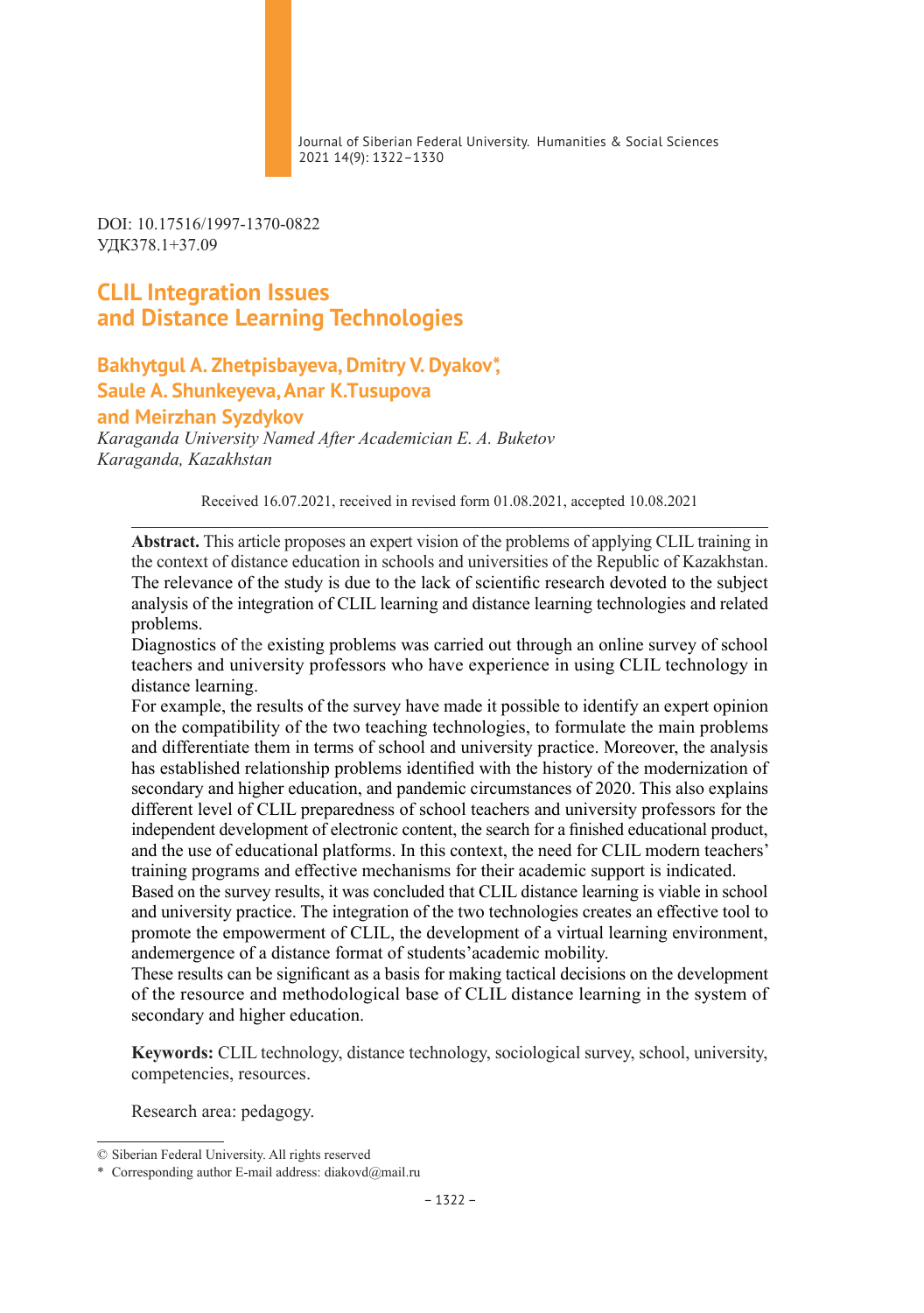DOI: 10.17516/1997-1370-0822
УДК378.1+37.09

# CLIL Integration Issues and Distance Learning Technologies

**Bakhytgul A. Zhetpisbayeva, Dmitry V. Dyakov*, Saule A. Shunkeyeva, Anar K.Tusupova and Meirzhan Syzdykov**

*Karaganda University Named After Academician E. A. Buketov*
*Karaganda, Kazakhstan*

Received 16.07.2021, received in revised form 01.08.2021, accepted 10.08.2021

**Abstract.** This article proposes an expert vision of the problems of applying CLIL training in the context of distance education in schools and universities of the Republic of Kazakhstan. The relevance of the study is due to the lack of scientific research devoted to the subject analysis of the integration of CLIL learning and distance learning technologies and related problems.

Diagnostics of the existing problems was carried out through an online survey of school teachers and university professors who have experience in using CLIL technology in distance learning.

For example, the results of the survey have made it possible to identify an expert opinion on the compatibility of the two teaching technologies, to formulate the main problems and differentiate them in terms of school and university practice. Moreover, the analysis has established relationship problems identified with the history of the modernization of secondary and higher education, and pandemic circumstances of 2020. This also explains different level of CLIL preparedness of school teachers and university professors for the independent development of electronic content, the search for a finished educational product, and the use of educational platforms. In this context, the need for CLIL modern teachers' training programs and effective mechanisms for their academic support is indicated.

Based on the survey results, it was concluded that CLIL distance learning is viable in school and university practice. The integration of the two technologies creates an effective tool to promote the empowerment of CLIL, the development of a virtual learning environment, andemergence of a distance format of students'academic mobility.

These results can be significant as a basis for making tactical decisions on the development of the resource and methodological base of CLIL distance learning in the system of secondary and higher education.

**Keywords:** CLIL technology, distance technology, sociological survey, school, university, competencies, resources.

Research area: pedagogy.

---

© Siberian Federal University. All rights reserved

* Corresponding author E-mail address: diakovd@mail.ru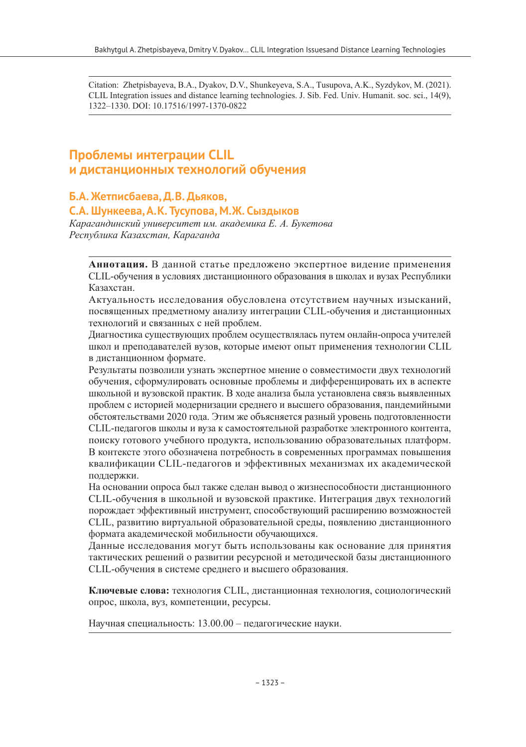Citation: Zhetpisbayeva, B.A., Dyakov, D.V., Shunkeyeva, S.A., Tusupova, A.K., Syzdykov, M. (2021). CLIL Integration issues and distance learning technologies. J. Sib. Fed. Univ. Humanit. soc. sci., 14(9), 1322–1330. DOI: 10.17516/1997-1370-0822

# Проблемы интеграции CLIL и дистанционных технологий обучения

## Б.А. Жетписбаева, Д.В. Дьяков, С.А. Шункеева, А.К. Тусупова, М.Ж. Сыздыков

*Карагандинский университет им. академика Е. А. Букетова*
*Республика Казахстан, Караганда*

**Аннотация.** В данной статье предложено экспертное видение применения CLIL-обучения в условиях дистанционного образования в школах и вузах Республики Казахстан.

Актуальность исследования обусловлена отсутствием научных изысканий, посвященных предметному анализу интеграции CLIL-обучения и дистанционных технологий и связанных с ней проблем.

Диагностика существующих проблем осуществлялась путем онлайн-опроса учителей школ и преподавателей вузов, которые имеют опыт применения технологии CLIL в дистанционном формате.

Результаты позволили узнать экспертное мнение о совместимости двух технологий обучения, сформулировать основные проблемы и дифференцировать их в аспекте школьной и вузовской практик. В ходе анализа была установлена связь выявленных проблем с историей модернизации среднего и высшего образования, пандемийными обстоятельствами 2020 года. Этим же объясняется разный уровень подготовленности CLIL-педагогов школы и вуза к самостоятельной разработке электронного контента, поиску готового учебного продукта, использованию образовательных платформ. В контексте этого обозначена потребность в современных программах повышения квалификации CLIL-педагогов и эффективных механизмах их академической поддержки.

На основании опроса был также сделан вывод о жизнеспособности дистанционного CLIL-обучения в школьной и вузовской практике. Интеграция двух технологий порождает эффективный инструмент, способствующий расширению возможностей CLIL, развитию виртуальной образовательной среды, появлению дистанционного формата академической мобильности обучающихся.

Данные исследования могут быть использованы как основание для принятия тактических решений о развитии ресурсной и методической базы дистанционного CLIL-обучения в системе среднего и высшего образования.

**Ключевые слова:** технология CLIL, дистанционная технология, социологический опрос, школа, вуз, компетенции, ресурсы.

Научная специальность: 13.00.00 – педагогические науки.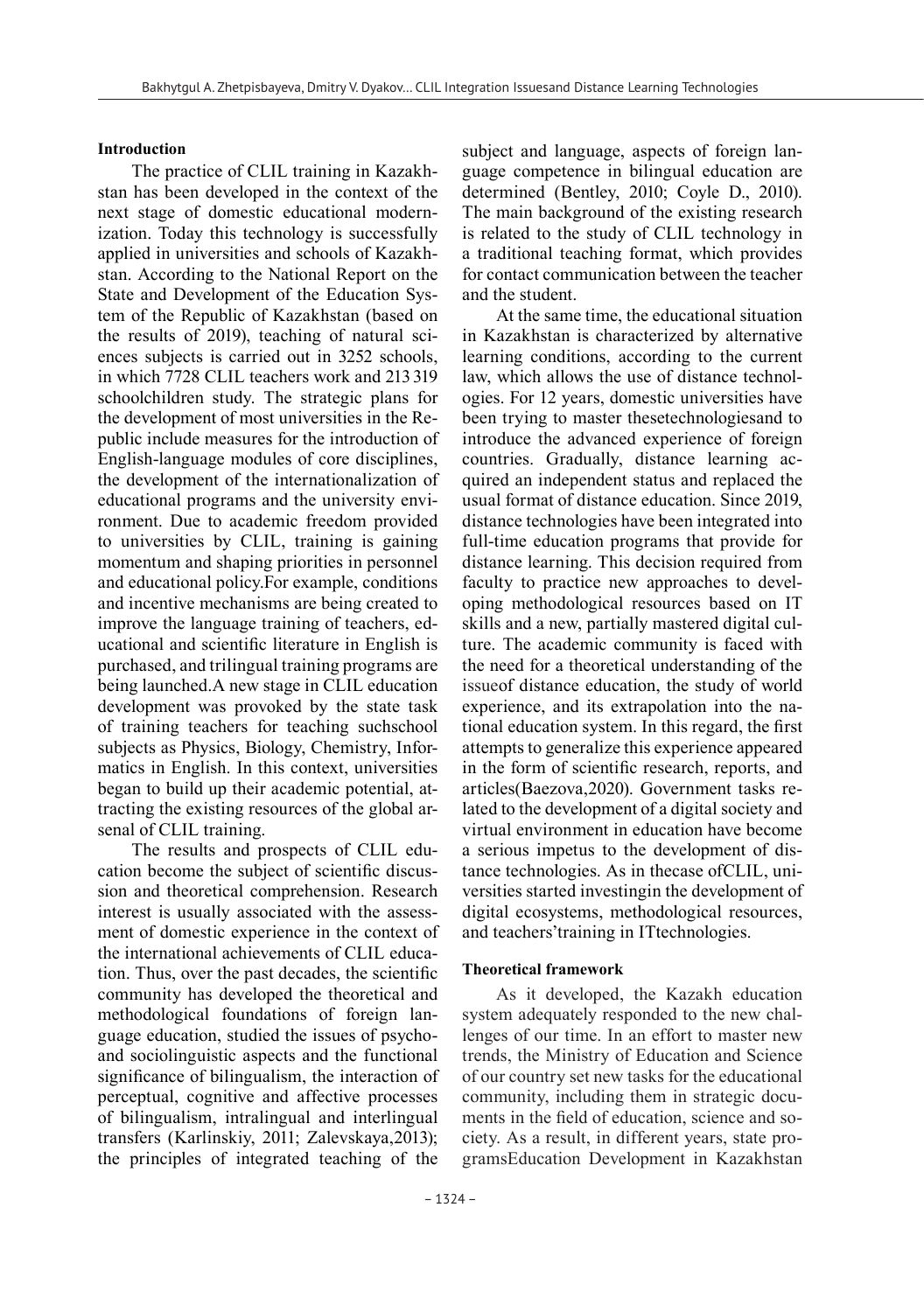## Introduction

The practice of CLIL training in Kazakhstan has been developed in the context of the next stage of domestic educational modernization. Today this technology is successfully applied in universities and schools of Kazakhstan. According to the National Report on the State and Development of the Education System of the Republic of Kazakhstan (based on the results of 2019), teaching of natural sciences subjects is carried out in 3252 schools, in which 7728 CLIL teachers work and 213 319 schoolchildren study. The strategic plans for the development of most universities in the Republic include measures for the introduction of English-language modules of core disciplines, the development of the internationalization of educational programs and the university environment. Due to academic freedom provided to universities by CLIL, training is gaining momentum and shaping priorities in personnel and educational policy.For example, conditions and incentive mechanisms are being created to improve the language training of teachers, educational and scientific literature in English is purchased, and trilingual training programs are being launched.A new stage in CLIL education development was provoked by the state task of training teachers for teaching suchschool subjects as Physics, Biology, Chemistry, Informatics in English. In this context, universities began to build up their academic potential, attracting the existing resources of the global arsenal of CLIL training.

The results and prospects of CLIL education become the subject of scientific discussion and theoretical comprehension. Research interest is usually associated with the assessment of domestic experience in the context of the international achievements of CLIL education. Thus, over the past decades, the scientific community has developed the theoretical and methodological foundations of foreign language education, studied the issues of psycho- and sociolinguistic aspects and the functional significance of bilingualism, the interaction of perceptual, cognitive and affective processes of bilingualism, intralingual and interlingual transfers (Karlinskiy, 2011; Zalevskaya,2013); the principles of integrated teaching of the subject and language, aspects of foreign language competence in bilingual education are determined (Bentley, 2010; Coyle D., 2010). The main background of the existing research is related to the study of CLIL technology in a traditional teaching format, which provides for contact communication between the teacher and the student.

At the same time, the educational situation in Kazakhstan is characterized by alternative learning conditions, according to the current law, which allows the use of distance technologies. For 12 years, domestic universities have been trying to master thesetechnologiesand to introduce the advanced experience of foreign countries. Gradually, distance learning acquired an independent status and replaced the usual format of distance education. Since 2019, distance technologies have been integrated into full-time education programs that provide for distance learning. This decision required from faculty to practice new approaches to developing methodological resources based on IT skills and a new, partially mastered digital culture. The academic community is faced with the need for a theoretical understanding of the issueof distance education, the study of world experience, and its extrapolation into the national education system. In this regard, the first attempts to generalize this experience appeared in the form of scientific research, reports, and articles(Baezova,2020). Government tasks related to the development of a digital society and virtual environment in education have become a serious impetus to the development of distance technologies. As in thecase ofCLIL, universities started investingin the development of digital ecosystems, methodological resources, and teachers'training in ITtechnologies.

## Theoretical framework

As it developed, the Kazakh education system adequately responded to the new challenges of our time. In an effort to master new trends, the Ministry of Education and Science of our country set new tasks for the educational community, including them in strategic documents in the field of education, science and society. As a result, in different years, state programsEducation Development in Kazakhstan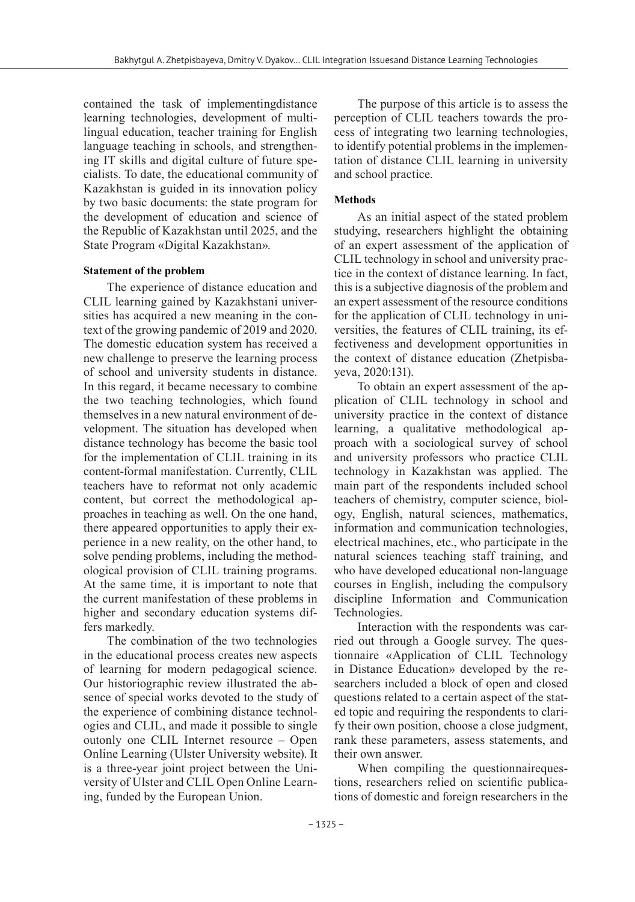contained the task of implementingdistance learning technologies, development of multilingual education, teacher training for English language teaching in schools, and strengthening IT skills and digital culture of future specialists. To date, the educational community of Kazakhstan is guided in its innovation policy by two basic documents: the state program for the development of education and science of the Republic of Kazakhstan until 2025, and the State Program «Digital Kazakhstan».

**Statement of the problem**

The experience of distance education and CLIL learning gained by Kazakhstani universities has acquired a new meaning in the context of the growing pandemic of 2019 and 2020. The domestic education system has received a new challenge to preserve the learning process of school and university students in distance. In this regard, it became necessary to combine the two teaching technologies, which found themselves in a new natural environment of development. The situation has developed when distance technology has become the basic tool for the implementation of CLIL training in its content-formal manifestation. Currently, CLIL teachers have to reformat not only academic content, but correct the methodological approaches in teaching as well. On the one hand, there appeared opportunities to apply their experience in a new reality, on the other hand, to solve pending problems, including the methodological provision of CLIL training programs. At the same time, it is important to note that the current manifestation of these problems in higher and secondary education systems differs markedly.

The combination of the two technologies in the educational process creates new aspects of learning for modern pedagogical science. Our historiographic review illustrated the absence of special works devoted to the study of the experience of combining distance technologies and CLIL, and made it possible to single outonly one CLIL Internet resource – Open Online Learning (Ulster University website). It is a three-year joint project between the University of Ulster and CLIL Open Online Learning, funded by the European Union.

The purpose of this article is to assess the perception of CLIL teachers towards the process of integrating two learning technologies, to identify potential problems in the implementation of distance CLIL learning in university and school practice.

**Methods**

As an initial aspect of the stated problem studying, researchers highlight the obtaining of an expert assessment of the application of CLIL technology in school and university practice in the context of distance learning. In fact, this is a subjective diagnosis of the problem and an expert assessment of the resource conditions for the application of CLIL technology in universities, the features of CLIL training, its effectiveness and development opportunities in the context of distance education (Zhetpisbayeva, 2020:131).

To obtain an expert assessment of the application of CLIL technology in school and university practice in the context of distance learning, a qualitative methodological approach with a sociological survey of school and university professors who practice CLIL technology in Kazakhstan was applied. The main part of the respondents included school teachers of chemistry, computer science, biology, English, natural sciences, mathematics, information and communication technologies, electrical machines, etc., who participate in the natural sciences teaching staff training, and who have developed educational non-language courses in English, including the compulsory discipline Information and Communication Technologies.

Interaction with the respondents was carried out through a Google survey. The questionnaire «Application of CLIL Technology in Distance Education» developed by the researchers included a block of open and closed questions related to a certain aspect of the stated topic and requiring the respondents to clarify their own position, choose a close judgment, rank these parameters, assess statements, and their own answer.

When compiling the questionnairequestions, researchers relied on scientific publications of domestic and foreign researchers in the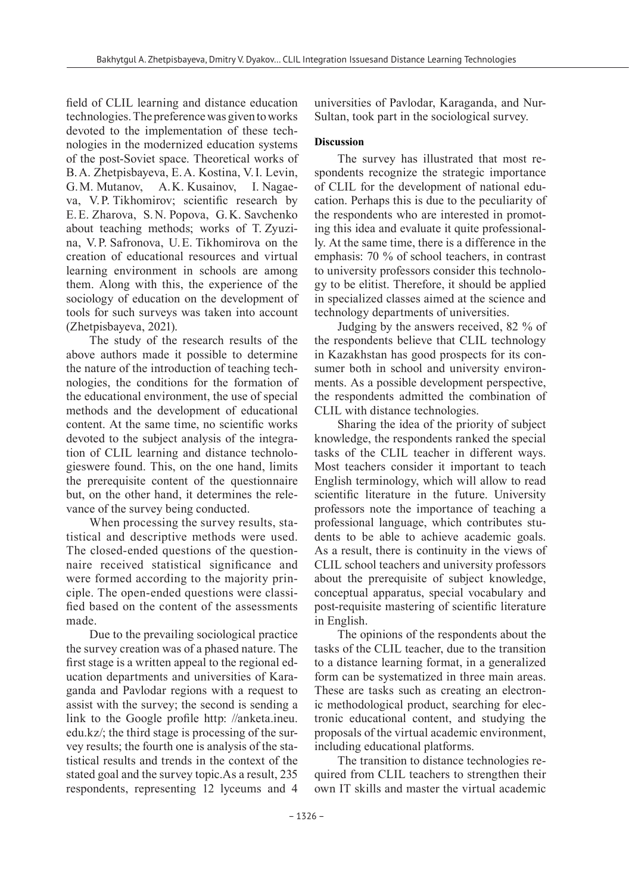field of CLIL learning and distance education technologies. The preference was given to works devoted to the implementation of these technologies in the modernized education systems of the post-Soviet space. Theoretical works of B. A. Zhetpisbayeva, E. A. Kostina, V. I. Levin, G. M. Mutanov, A. K. Kusainov, I. Nagaeva, V. P. Tikhomirov; scientific research by E. E. Zharova, S. N. Popova, G. K. Savchenko about teaching methods; works of T. Zyuzina, V. P. Safronova, U. E. Tikhomirova on the creation of educational resources and virtual learning environment in schools are among them. Along with this, the experience of the sociology of education on the development of tools for such surveys was taken into account (Zhetpisbayeva, 2021).

The study of the research results of the above authors made it possible to determine the nature of the introduction of teaching technologies, the conditions for the formation of the educational environment, the use of special methods and the development of educational content. At the same time, no scientific works devoted to the subject analysis of the integration of CLIL learning and distance technologieswere found. This, on the one hand, limits the prerequisite content of the questionnaire but, on the other hand, it determines the relevance of the survey being conducted.

When processing the survey results, statistical and descriptive methods were used. The closed-ended questions of the questionnaire received statistical significance and were formed according to the majority principle. The open-ended questions were classified based on the content of the assessments made.

Due to the prevailing sociological practice the survey creation was of a phased nature. The first stage is a written appeal to the regional education departments and universities of Karaganda and Pavlodar regions with a request to assist with the survey; the second is sending a link to the Google profile http: //anketa.ineu.edu.kz/; the third stage is processing of the survey results; the fourth one is analysis of the statistical results and trends in the context of the stated goal and the survey topic.As a result, 235 respondents, representing 12 lyceums and 4 universities of Pavlodar, Karaganda, and Nur-Sultan, took part in the sociological survey.

**Discussion**

The survey has illustrated that most respondents recognize the strategic importance of CLIL for the development of national education. Perhaps this is due to the peculiarity of the respondents who are interested in promoting this idea and evaluate it quite professionally. At the same time, there is a difference in the emphasis: 70 % of school teachers, in contrast to university professors consider this technology to be elitist. Therefore, it should be applied in specialized classes aimed at the science and technology departments of universities.

Judging by the answers received, 82 % of the respondents believe that CLIL technology in Kazakhstan has good prospects for its consumer both in school and university environments. As a possible development perspective, the respondents admitted the combination of CLIL with distance technologies.

Sharing the idea of the priority of subject knowledge, the respondents ranked the special tasks of the CLIL teacher in different ways. Most teachers consider it important to teach English terminology, which will allow to read scientific literature in the future. University professors note the importance of teaching a professional language, which contributes students to be able to achieve academic goals. As a result, there is continuity in the views of CLIL school teachers and university professors about the prerequisite of subject knowledge, conceptual apparatus, special vocabulary and post-requisite mastering of scientific literature in English.

The opinions of the respondents about the tasks of the CLIL teacher, due to the transition to a distance learning format, in a generalized form can be systematized in three main areas. These are tasks such as creating an electronic methodological product, searching for electronic educational content, and studying the proposals of the virtual academic environment, including educational platforms.

The transition to distance technologies required from CLIL teachers to strengthen their own IT skills and master the virtual academic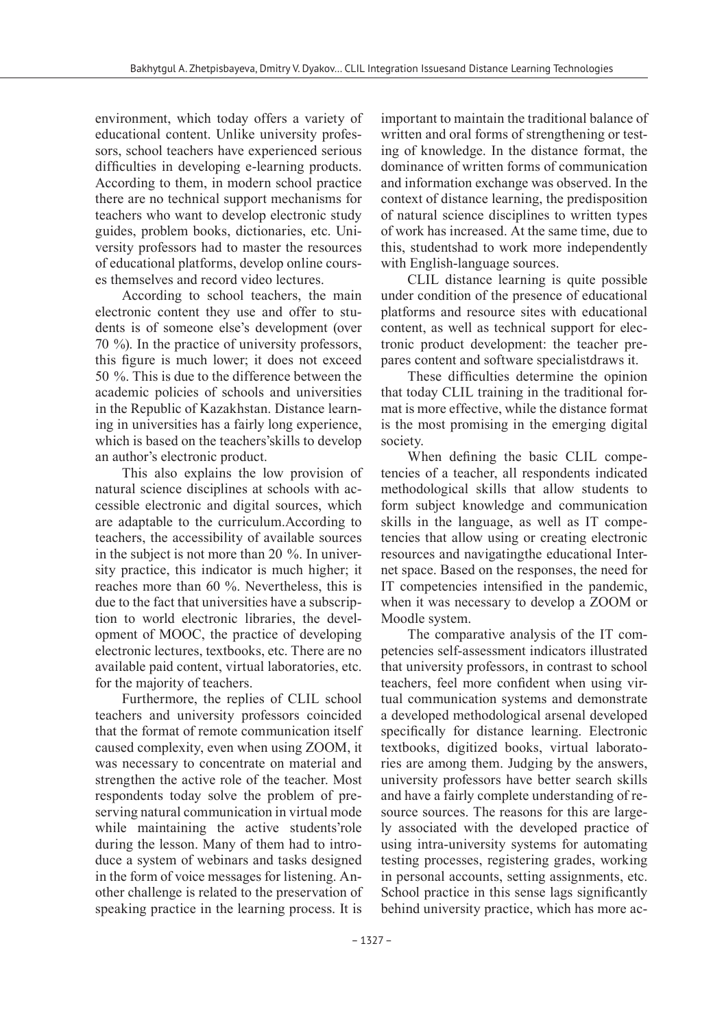environment, which today offers a variety of educational content. Unlike university professors, school teachers have experienced serious difficulties in developing e-learning products. According to them, in modern school practice there are no technical support mechanisms for teachers who want to develop electronic study guides, problem books, dictionaries, etc. University professors had to master the resources of educational platforms, develop online courses themselves and record video lectures.

According to school teachers, the main electronic content they use and offer to students is of someone else's development (over 70 %). In the practice of university professors, this figure is much lower; it does not exceed 50 %. This is due to the difference between the academic policies of schools and universities in the Republic of Kazakhstan. Distance learning in universities has a fairly long experience, which is based on the teachers'skills to develop an author's electronic product.

This also explains the low provision of natural science disciplines at schools with accessible electronic and digital sources, which are adaptable to the curriculum.According to teachers, the accessibility of available sources in the subject is not more than 20 %. In university practice, this indicator is much higher; it reaches more than 60 %. Nevertheless, this is due to the fact that universities have a subscription to world electronic libraries, the development of MOOC, the practice of developing electronic lectures, textbooks, etc. There are no available paid content, virtual laboratories, etc. for the majority of teachers.

Furthermore, the replies of CLIL school teachers and university professors coincided that the format of remote communication itself caused complexity, even when using ZOOM, it was necessary to concentrate on material and strengthen the active role of the teacher. Most respondents today solve the problem of preserving natural communication in virtual mode while maintaining the active students'role during the lesson. Many of them had to introduce a system of webinars and tasks designed in the form of voice messages for listening. Another challenge is related to the preservation of speaking practice in the learning process. It is important to maintain the traditional balance of written and oral forms of strengthening or testing of knowledge. In the distance format, the dominance of written forms of communication and information exchange was observed. In the context of distance learning, the predisposition of natural science disciplines to written types of work has increased. At the same time, due to this, studentshad to work more independently with English-language sources.

CLIL distance learning is quite possible under condition of the presence of educational platforms and resource sites with educational content, as well as technical support for electronic product development: the teacher prepares content and software specialistdraws it.

These difficulties determine the opinion that today CLIL training in the traditional format is more effective, while the distance format is the most promising in the emerging digital society.

When defining the basic CLIL competencies of a teacher, all respondents indicated methodological skills that allow students to form subject knowledge and communication skills in the language, as well as IT competencies that allow using or creating electronic resources and navigatingthe educational Internet space. Based on the responses, the need for IT competencies intensified in the pandemic, when it was necessary to develop a ZOOM or Moodle system.

The comparative analysis of the IT competencies self-assessment indicators illustrated that university professors, in contrast to school teachers, feel more confident when using virtual communication systems and demonstrate a developed methodological arsenal developed specifically for distance learning. Electronic textbooks, digitized books, virtual laboratories are among them. Judging by the answers, university professors have better search skills and have a fairly complete understanding of resource sources. The reasons for this are largely associated with the developed practice of using intra-university systems for automating testing processes, registering grades, working in personal accounts, setting assignments, etc. School practice in this sense lags significantly behind university practice, which has more ac-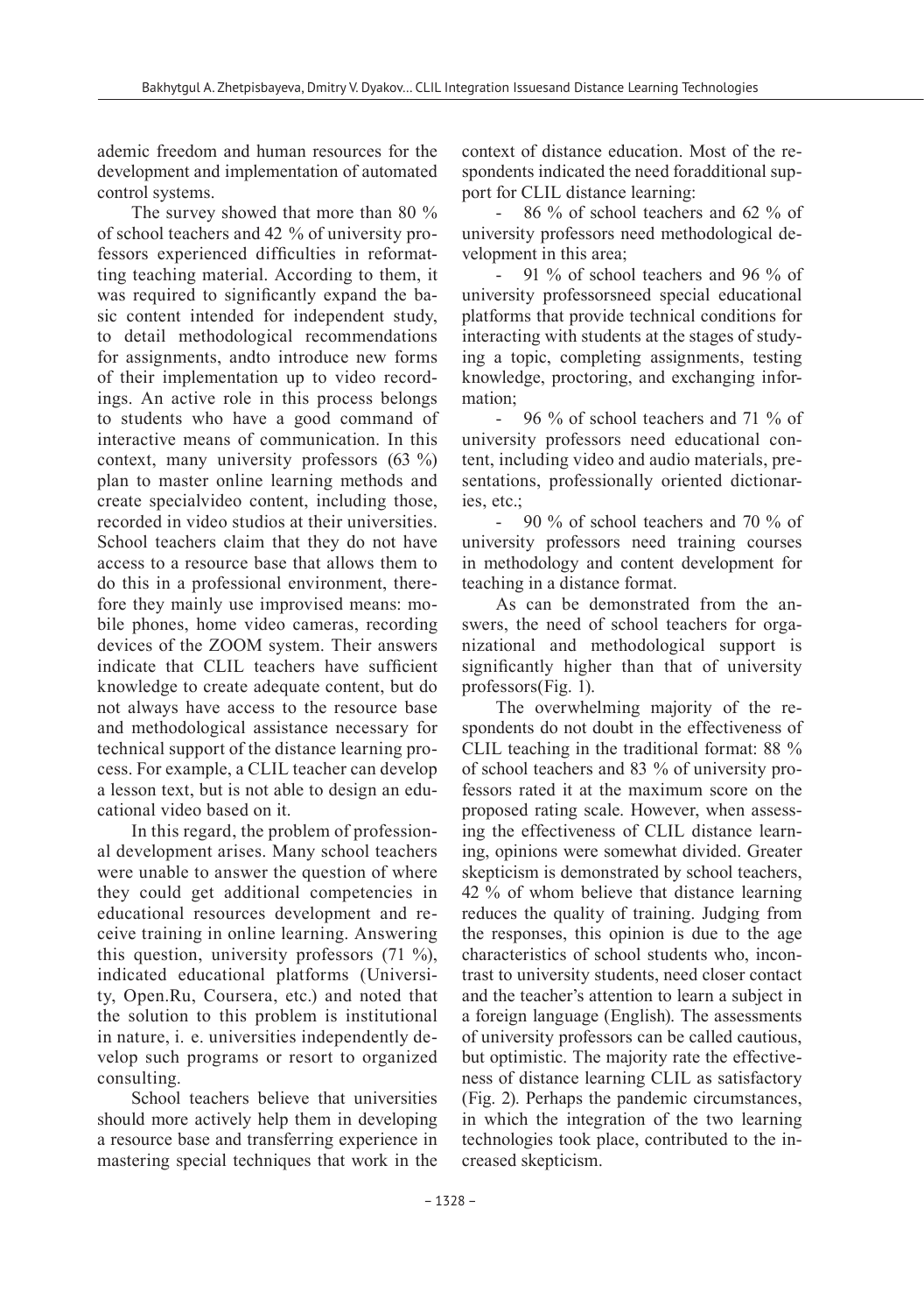ademic freedom and human resources for the development and implementation of automated control systems.

The survey showed that more than 80 % of school teachers and 42 % of university professors experienced difficulties in reformatting teaching material. According to them, it was required to significantly expand the basic content intended for independent study, to detail methodological recommendations for assignments, andto introduce new forms of their implementation up to video recordings. An active role in this process belongs to students who have a good command of interactive means of communication. In this context, many university professors (63 %) plan to master online learning methods and create specialvideo content, including those, recorded in video studios at their universities. School teachers claim that they do not have access to a resource base that allows them to do this in a professional environment, therefore they mainly use improvised means: mobile phones, home video cameras, recording devices of the ZOOM system. Their answers indicate that CLIL teachers have sufficient knowledge to create adequate content, but do not always have access to the resource base and methodological assistance necessary for technical support of the distance learning process. For example, a CLIL teacher can develop a lesson text, but is not able to design an educational video based on it.

In this regard, the problem of professional development arises. Many school teachers were unable to answer the question of where they could get additional competencies in educational resources development and receive training in online learning. Answering this question, university professors (71 %), indicated educational platforms (University, Open.Ru, Coursera, etc.) and noted that the solution to this problem is institutional in nature, i. e. universities independently develop such programs or resort to organized consulting.

School teachers believe that universities should more actively help them in developing a resource base and transferring experience in mastering special techniques that work in the context of distance education. Most of the respondents indicated the need foradditional support for CLIL distance learning:

- 86 % of school teachers and 62 % of university professors need methodological development in this area;
- 91 % of school teachers and 96 % of university professorsneed special educational platforms that provide technical conditions for interacting with students at the stages of studying a topic, completing assignments, testing knowledge, proctoring, and exchanging information;
- 96 % of school teachers and 71 % of university professors need educational content, including video and audio materials, presentations, professionally oriented dictionaries, etc.;
- 90 % of school teachers and 70 % of university professors need training courses in methodology and content development for teaching in a distance format.

As can be demonstrated from the answers, the need of school teachers for organizational and methodological support is significantly higher than that of university professors(Fig. 1).

The overwhelming majority of the respondents do not doubt in the effectiveness of CLIL teaching in the traditional format: 88 % of school teachers and 83 % of university professors rated it at the maximum score on the proposed rating scale. However, when assessing the effectiveness of CLIL distance learning, opinions were somewhat divided. Greater skepticism is demonstrated by school teachers, 42 % of whom believe that distance learning reduces the quality of training. Judging from the responses, this opinion is due to the age characteristics of school students who, incontrast to university students, need closer contact and the teacher's attention to learn a subject in a foreign language (English). The assessments of university professors can be called cautious, but optimistic. The majority rate the effectiveness of distance learning CLIL as satisfactory (Fig. 2). Perhaps the pandemic circumstances, in which the integration of the two learning technologies took place, contributed to the increased skepticism.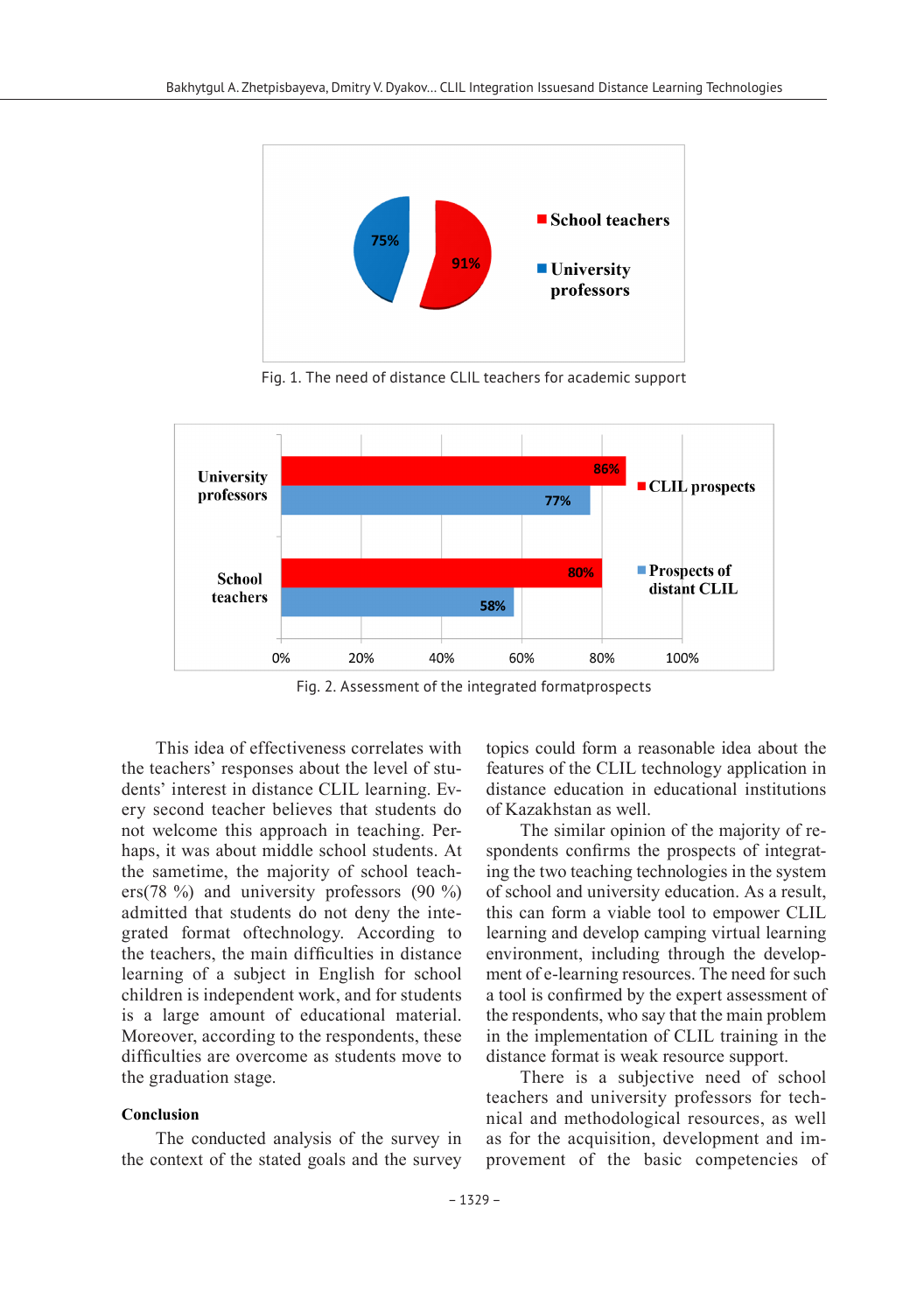Fig. 1. The need of distance CLIL teachers for academic support

Fig. 2. Assessment of the integrated formatprospects

This idea of effectiveness correlates with the teachers' responses about the level of students' interest in distance CLIL learning. Every second teacher believes that students do not welcome this approach in teaching. Perhaps, it was about middle school students. At the sametime, the majority of school teachers(78 %) and university professors (90 %) admitted that students do not deny the integrated format oftechnology. According to the teachers, the main difficulties in distance learning of a subject in English for school children is independent work, and for students is a large amount of educational material. Moreover, according to the respondents, these difficulties are overcome as students move to the graduation stage.

**Conclusion**

The conducted analysis of the survey in the context of the stated goals and the survey topics could form a reasonable idea about the features of the CLIL technology application in distance education in educational institutions of Kazakhstan as well.

The similar opinion of the majority of respondents confirms the prospects of integrating the two teaching technologies in the system of school and university education. As a result, this can form a viable tool to empower CLIL learning and develop camping virtual learning environment, including through the development of e-learning resources. The need for such a tool is confirmed by the expert assessment of the respondents, who say that the main problem in the implementation of CLIL training in the distance format is weak resource support.

There is a subjective need of school teachers and university professors for technical and methodological resources, as well as for the acquisition, development and improvement of the basic competencies of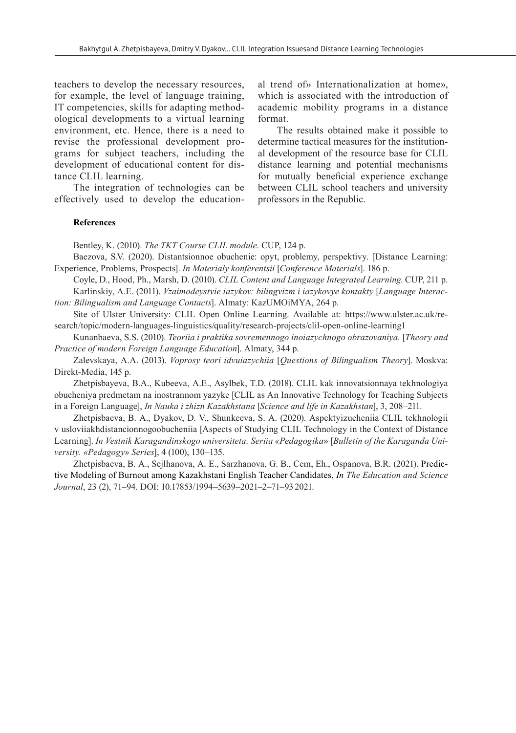teachers to develop the necessary resources, for example, the level of language training, IT competencies, skills for adapting methodological developments to a virtual learning environment, etc. Hence, there is a need to revise the professional development programs for subject teachers, including the development of educational content for distance CLIL learning.

The integration of technologies can be effectively used to develop the educational trend of» Internationalization at home», which is associated with the introduction of academic mobility programs in a distance format.

The results obtained make it possible to determine tactical measures for the institutional development of the resource base for CLIL distance learning and potential mechanisms for mutually beneficial experience exchange between CLIL school teachers and university professors in the Republic.

**References**

Bentley, K. (2010). *The TKT Course CLIL module*. CUP, 124 p.

Baezova, S.V. (2020). Distantsionnoe obuchenie: opyt, problemy, perspektivy. [Distance Learning: Experience, Problems, Prospects]. *In Materialy konferentsii* [*Conference Materials*]. 186 p.

Coyle, D., Hood, Ph., Marsh, D. (2010). *CLIL Content and Language Integrated Learning*. CUP, 211 p.

Karlinskiy, A.E. (2011). *Vzaimodeystvie iazykov: bilingvizm i iazykovye kontakty* [*Language Interaction: Bilingualism and Language Contacts*]. Almaty: KazUMOiMYA, 264 p.

Site of Ulster University: CLIL Open Online Learning. Available at: https://www.ulster.ac.uk/research/topic/modern-languages-linguistics/quality/research-projects/clil-open-online-learning1

Kunanbaeva, S.S. (2010). *Teoriia i praktika sovremennogo inoiazychnogo obrazovaniya.* [*Theory and Practice of modern Foreign Language Education*]. Almaty, 344 p.

Zalevskaya, A.A. (2013). *Voprosy teori idvuiazychiia* [*Questions of Bilingualism Theory*]. Moskva: Direkt-Media, 145 p.

Zhetpisbayeva, B.A., Kubeeva, A.E., Asylbek, T.D. (2018). CLIL kak innovatsionnaya tekhnologiya obucheniya predmetam na inostrannom yazyke [CLIL as An Innovative Technology for Teaching Subjects in a Foreign Language], *In Nauka i zhizn Kazakhstana* [*Science and life in Kazakhstan*], 3, 208–211.

Zhetpisbaeva, B. A., Dyakov, D. V., Shunkeeva, S. A. (2020). Aspektyizucheniia CLIL tekhnologii v usloviiakhdistancionnogoobucheniia [Aspects of Studying CLIL Technology in the Context of Distance Learning]. *In Vestnik Karagandinskogo universiteta. Seriia «Pedagogika»* [*Bulletin of the Karaganda University. «Pedagogy» Series*], 4 (100), 130–135.

Zhetpisbaeva, B. A., Sejlhanova, A. E., Sarzhanova, G. B., Cem, Eh., Ospanova, B.R. (2021). Predictive Modeling of Burnout among Kazakhstani English Teacher Candidates, *In The Education and Science Journal*, 23 (2), 71–94. DOI: 10.17853/1994–5639–2021–2–71–93 2021.